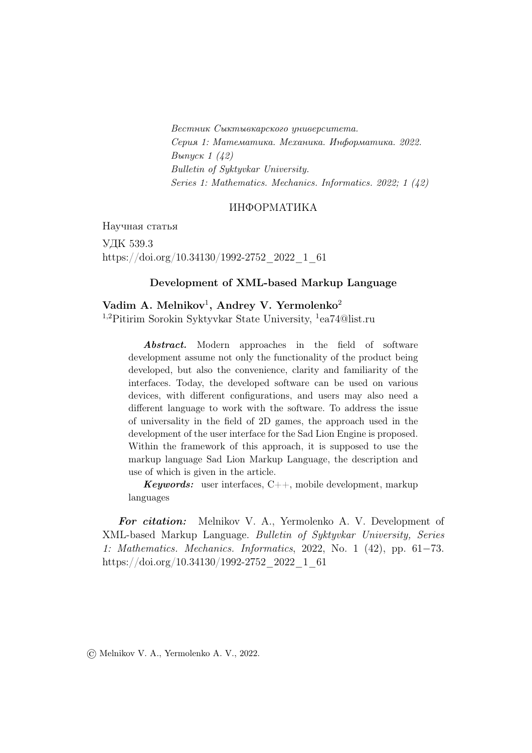*Вестник Сыктывкарского университета.*
*Серия 1: Математика. Механика. Информатика. 2022.*
*Выпуск 1 (42)*
*Bulletin of Syktyvkar University.*
*Series 1: Mathematics. Mechanics. Informatics. 2022; 1 (42)*

ИНФОРМАТИКА

Научная статья

УДК 539.3
https://doi.org/10.34130/1992-2752_2022_1_61

## Development of XML-based Markup Language

**Vadim A. Melnikov**[1], **Andrey V. Yermolenko**[2]
[1,2]Pitirim Sorokin Syktyvkar State University, [1]ea74@list.ru

***Abstract.*** Modern approaches in the field of software development assume not only the functionality of the product being developed, but also the convenience, clarity and familiarity of the interfaces. Today, the developed software can be used on various devices, with different configurations, and users may also need a different language to work with the software. To address the issue of universality in the field of 2D games, the approach used in the development of the user interface for the Sad Lion Engine is proposed. Within the framework of this approach, it is supposed to use the markup language Sad Lion Markup Language, the description and use of which is given in the article.

***Keywords:*** user interfaces, C++, mobile development, markup languages

***For citation:*** Melnikov V. A., Yermolenko A. V. Development of XML-based Markup Language. *Bulletin of Syktyvkar University, Series 1: Mathematics. Mechanics. Informatics*, 2022, No. 1 (42), pp. 61−73. https://doi.org/10.34130/1992-2752_2022_1_61

© Melnikov V. A., Yermolenko A. V., 2022.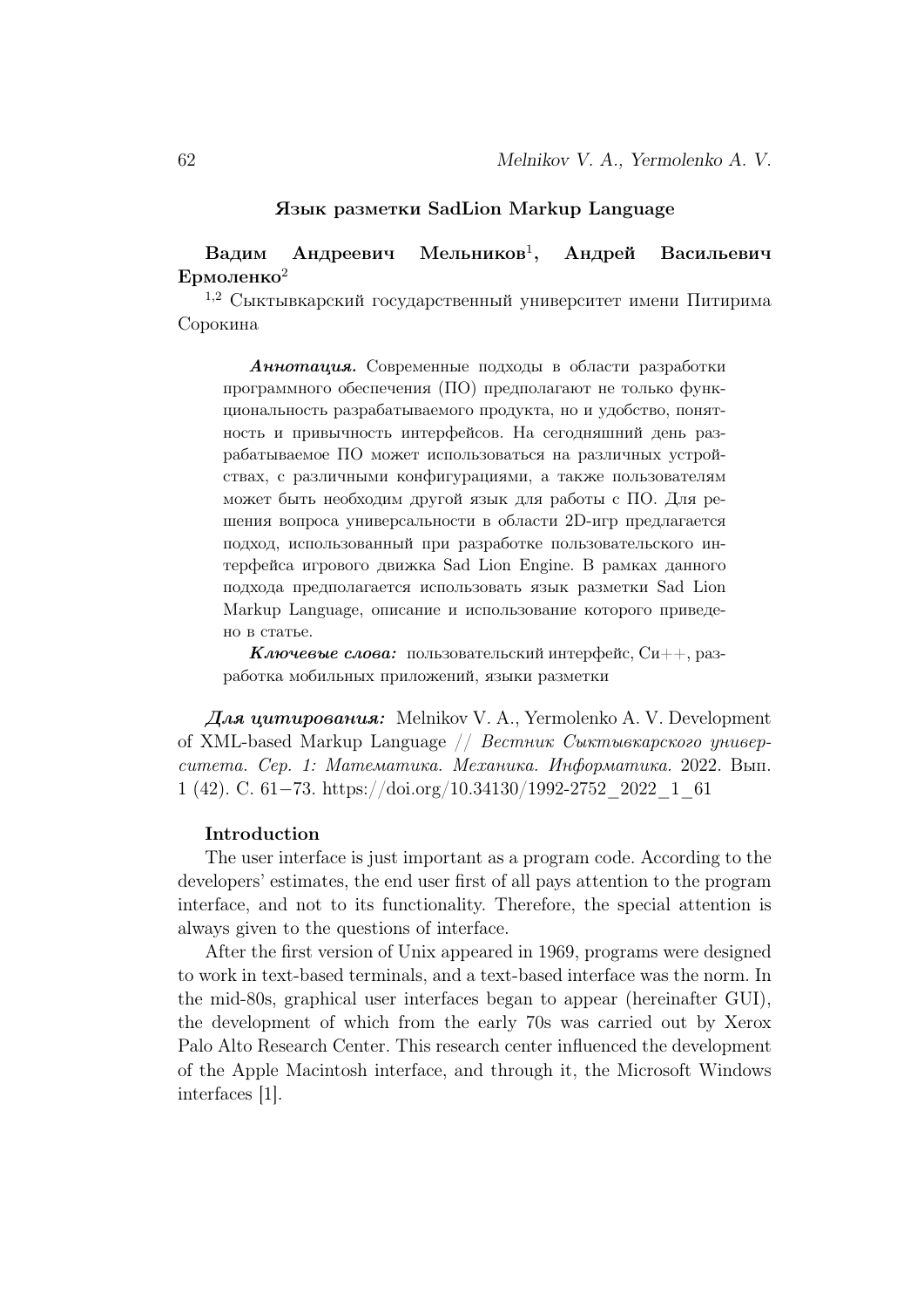## Язык разметки SadLion Markup Language

**Вадим Андреевич Мельников**[1], **Андрей Васильевич Ермоленко**[2]

[1,2] Сыктывкарский государственный университет имени Питирима Сорокина

***Аннотация.*** Современные подходы в области разработки программного обеспечения (ПО) предполагают не только функциональность разрабатываемого продукта, но и удобство, понятность и привычность интерфейсов. На сегодняшний день разрабатываемое ПО может использоваться на различных устройствах, с различными конфигурациями, а также пользователям может быть необходим другой язык для работы с ПО. Для решения вопроса универсальности в области 2D-игр предлагается подход, использованный при разработке пользовательского интерфейса игрового движка Sad Lion Engine. В рамках данного подхода предполагается использовать язык разметки Sad Lion Markup Language, описание и использование которого приведено в статье.

***Ключевые слова:*** пользовательский интерфейс, Си++, разработка мобильных приложений, языки разметки

***Для цитирования:*** Melnikov V. A., Yermolenko A. V. Development of XML-based Markup Language // *Вестник Сыктывкарского университета. Сер. 1: Математика. Механика. Информатика.* 2022. Вып. 1 (42). С. 61−73. https://doi.org/10.34130/1992-2752_2022_1_61

### Introduction

The user interface is just important as a program code. According to the developers' estimates, the end user first of all pays attention to the program interface, and not to its functionality. Therefore, the special attention is always given to the questions of interface.

After the first version of Unix appeared in 1969, programs were designed to work in text-based terminals, and a text-based interface was the norm. In the mid-80s, graphical user interfaces began to appear (hereinafter GUI), the development of which from the early 70s was carried out by Xerox Palo Alto Research Center. This research center influenced the development of the Apple Macintosh interface, and through it, the Microsoft Windows interfaces [1].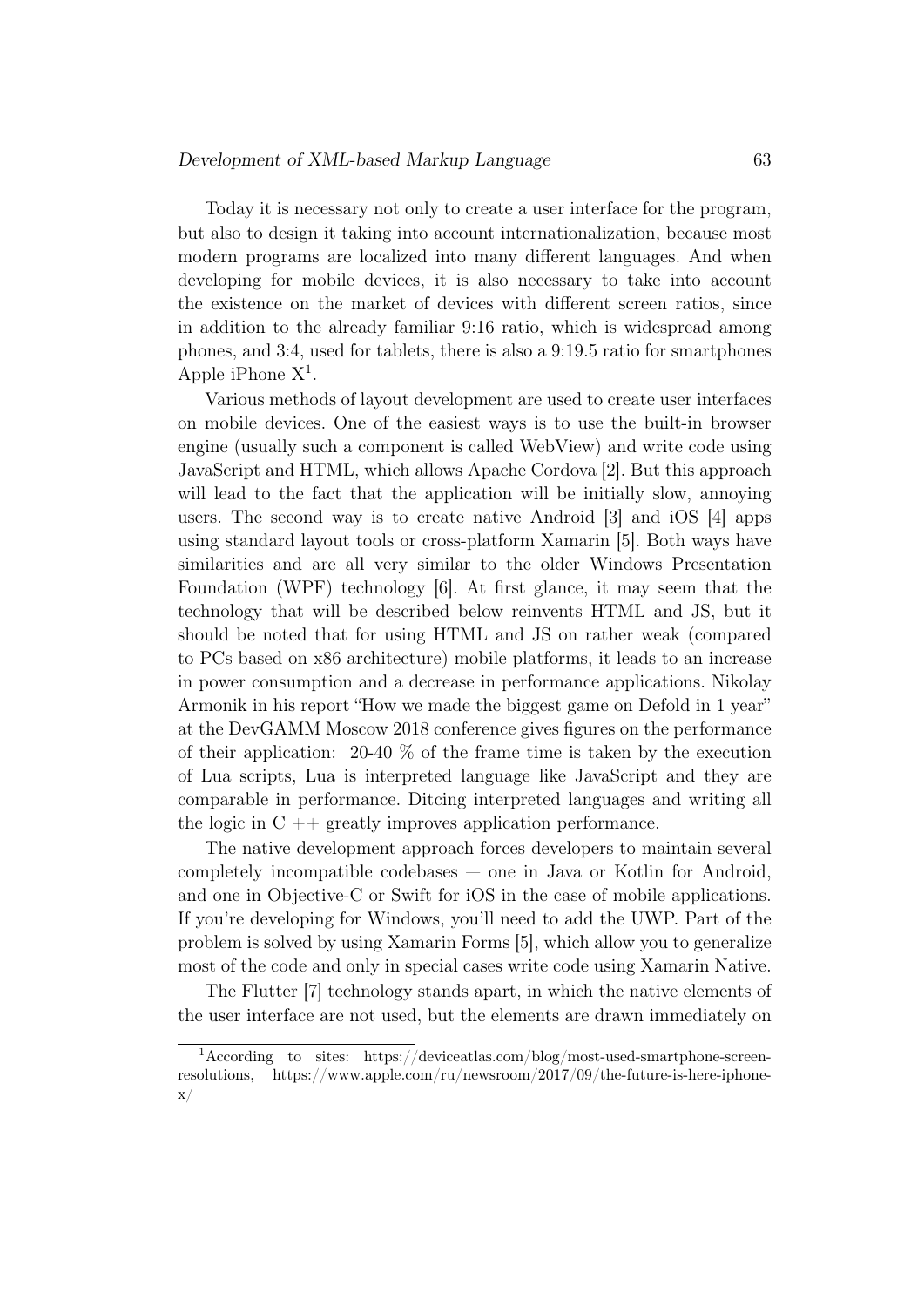Today it is necessary not only to create a user interface for the program, but also to design it taking into account internationalization, because most modern programs are localized into many different languages. And when developing for mobile devices, it is also necessary to take into account the existence on the market of devices with different screen ratios, since in addition to the already familiar 9:16 ratio, which is widespread among phones, and 3:4, used for tablets, there is also a 9:19.5 ratio for smartphones Apple iPhone X[1].

Various methods of layout development are used to create user interfaces on mobile devices. One of the easiest ways is to use the built-in browser engine (usually such a component is called WebView) and write code using JavaScript and HTML, which allows Apache Cordova [2]. But this approach will lead to the fact that the application will be initially slow, annoying users. The second way is to create native Android [3] and iOS [4] apps using standard layout tools or cross-platform Xamarin [5]. Both ways have similarities and are all very similar to the older Windows Presentation Foundation (WPF) technology [6]. At first glance, it may seem that the technology that will be described below reinvents HTML and JS, but it should be noted that for using HTML and JS on rather weak (compared to PCs based on x86 architecture) mobile platforms, it leads to an increase in power consumption and a decrease in performance applications. Nikolay Armonik in his report "How we made the biggest game on Defold in 1 year" at the DevGAMM Moscow 2018 conference gives figures on the performance of their application: 20-40 % of the frame time is taken by the execution of Lua scripts, Lua is interpreted language like JavaScript and they are comparable in performance. Ditcing interpreted languages and writing all the logic in C ++ greatly improves application performance.

The native development approach forces developers to maintain several completely incompatible codebases — one in Java or Kotlin for Android, and one in Objective-C or Swift for iOS in the case of mobile applications. If you're developing for Windows, you'll need to add the UWP. Part of the problem is solved by using Xamarin Forms [5], which allow you to generalize most of the code and only in special cases write code using Xamarin Native.

The Flutter [7] technology stands apart, in which the native elements of the user interface are not used, but the elements are drawn immediately on

[1]According to sites: https://deviceatlas.com/blog/most-used-smartphone-screen-resolutions, https://www.apple.com/ru/newsroom/2017/09/the-future-is-here-iphone-x/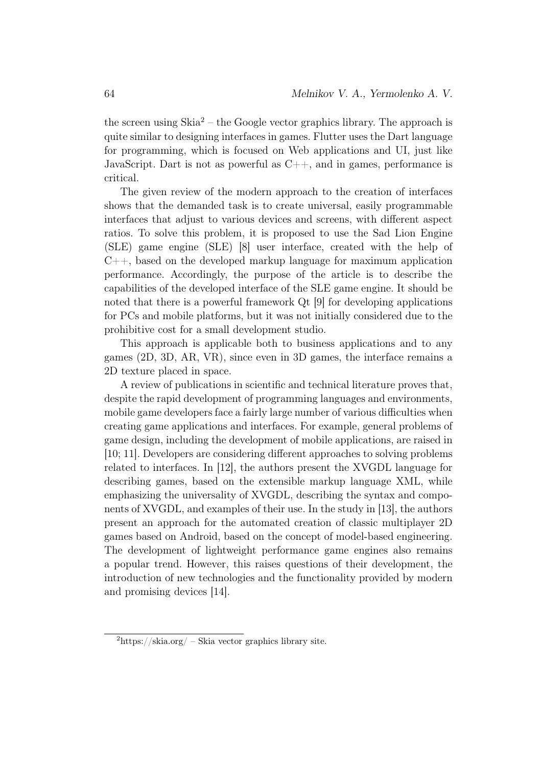the screen using Skia[2] – the Google vector graphics library. The approach is quite similar to designing interfaces in games. Flutter uses the Dart language for programming, which is focused on Web applications and UI, just like JavaScript. Dart is not as powerful as C++, and in games, performance is critical.

The given review of the modern approach to the creation of interfaces shows that the demanded task is to create universal, easily programmable interfaces that adjust to various devices and screens, with different aspect ratios. To solve this problem, it is proposed to use the Sad Lion Engine (SLE) game engine (SLE) [8] user interface, created with the help of C++, based on the developed markup language for maximum application performance. Accordingly, the purpose of the article is to describe the capabilities of the developed interface of the SLE game engine. It should be noted that there is a powerful framework Qt [9] for developing applications for PCs and mobile platforms, but it was not initially considered due to the prohibitive cost for a small development studio.

This approach is applicable both to business applications and to any games (2D, 3D, AR, VR), since even in 3D games, the interface remains a 2D texture placed in space.

A review of publications in scientific and technical literature proves that, despite the rapid development of programming languages and environments, mobile game developers face a fairly large number of various difficulties when creating game applications and interfaces. For example, general problems of game design, including the development of mobile applications, are raised in [10; 11]. Developers are considering different approaches to solving problems related to interfaces. In [12], the authors present the XVGDL language for describing games, based on the extensible markup language XML, while emphasizing the universality of XVGDL, describing the syntax and components of XVGDL, and examples of their use. In the study in [13], the authors present an approach for the automated creation of classic multiplayer 2D games based on Android, based on the concept of model-based engineering. The development of lightweight performance game engines also remains a popular trend. However, this raises questions of their development, the introduction of new technologies and the functionality provided by modern and promising devices [14].

[2]https://skia.org/ – Skia vector graphics library site.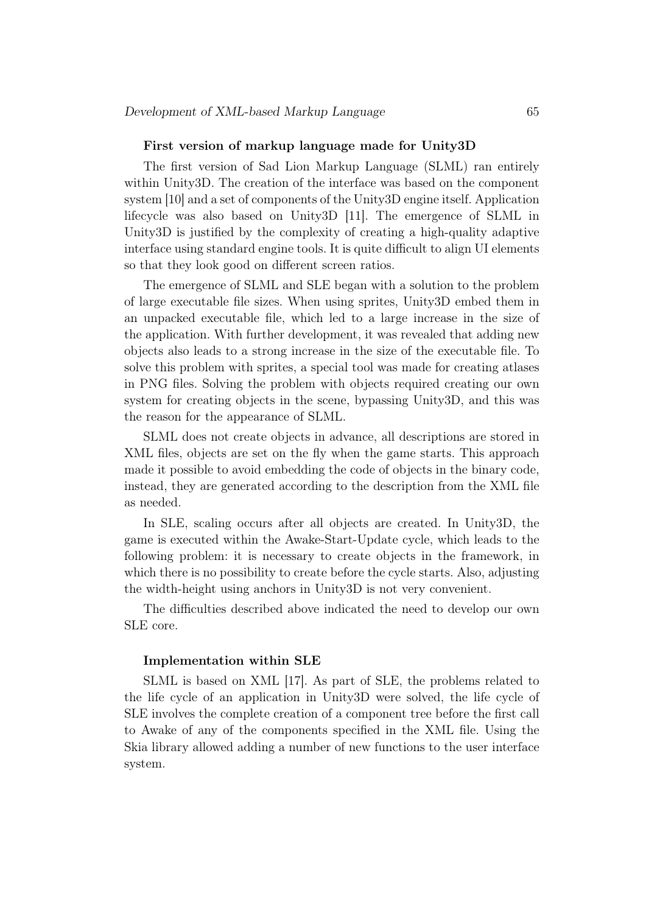### First version of markup language made for Unity3D

The first version of Sad Lion Markup Language (SLML) ran entirely within Unity3D. The creation of the interface was based on the component system [10] and a set of components of the Unity3D engine itself. Application lifecycle was also based on Unity3D [11]. The emergence of SLML in Unity3D is justified by the complexity of creating a high-quality adaptive interface using standard engine tools. It is quite difficult to align UI elements so that they look good on different screen ratios.

The emergence of SLML and SLE began with a solution to the problem of large executable file sizes. When using sprites, Unity3D embed them in an unpacked executable file, which led to a large increase in the size of the application. With further development, it was revealed that adding new objects also leads to a strong increase in the size of the executable file. To solve this problem with sprites, a special tool was made for creating atlases in PNG files. Solving the problem with objects required creating our own system for creating objects in the scene, bypassing Unity3D, and this was the reason for the appearance of SLML.

SLML does not create objects in advance, all descriptions are stored in XML files, objects are set on the fly when the game starts. This approach made it possible to avoid embedding the code of objects in the binary code, instead, they are generated according to the description from the XML file as needed.

In SLE, scaling occurs after all objects are created. In Unity3D, the game is executed within the Awake-Start-Update cycle, which leads to the following problem: it is necessary to create objects in the framework, in which there is no possibility to create before the cycle starts. Also, adjusting the width-height using anchors in Unity3D is not very convenient.

The difficulties described above indicated the need to develop our own SLE core.

### Implementation within SLE

SLML is based on XML [17]. As part of SLE, the problems related to the life cycle of an application in Unity3D were solved, the life cycle of SLE involves the complete creation of a component tree before the first call to Awake of any of the components specified in the XML file. Using the Skia library allowed adding a number of new functions to the user interface system.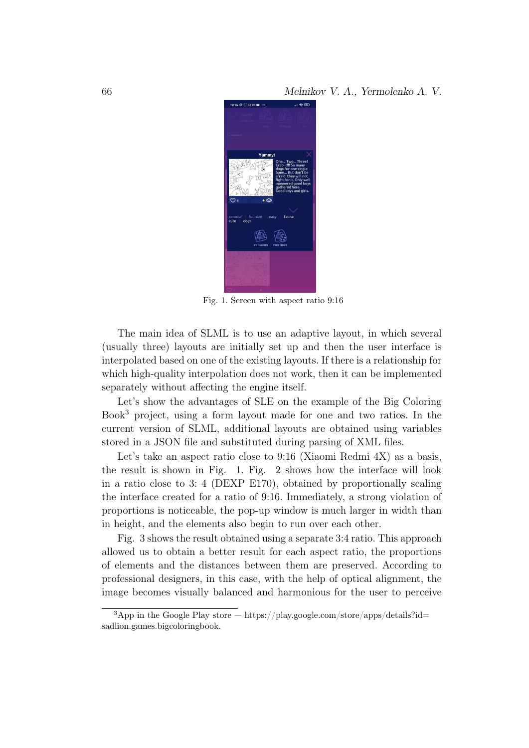Fig. 1. Screen with aspect ratio 9:16

The main idea of SLML is to use an adaptive layout, in which several (usually three) layouts are initially set up and then the user interface is interpolated based on one of the existing layouts. If there is a relationship for which high-quality interpolation does not work, then it can be implemented separately without affecting the engine itself.

Let's show the advantages of SLE on the example of the Big Coloring Book[3] project, using a form layout made for one and two ratios. In the current version of SLML, additional layouts are obtained using variables stored in a JSON file and substituted during parsing of XML files.

Let's take an aspect ratio close to 9:16 (Xiaomi Redmi 4X) as a basis, the result is shown in Fig. 1. Fig. 2 shows how the interface will look in a ratio close to 3: 4 (DEXP E170), obtained by proportionally scaling the interface created for a ratio of 9:16. Immediately, a strong violation of proportions is noticeable, the pop-up window is much larger in width than in height, and the elements also begin to run over each other.

Fig. 3 shows the result obtained using a separate 3:4 ratio. This approach allowed us to obtain a better result for each aspect ratio, the proportions of elements and the distances between them are preserved. According to professional designers, in this case, with the help of optical alignment, the image becomes visually balanced and harmonious for the user to perceive

[3] App in the Google Play store — https://play.google.com/store/apps/details?id=sadlion.games.bigcoloringbook.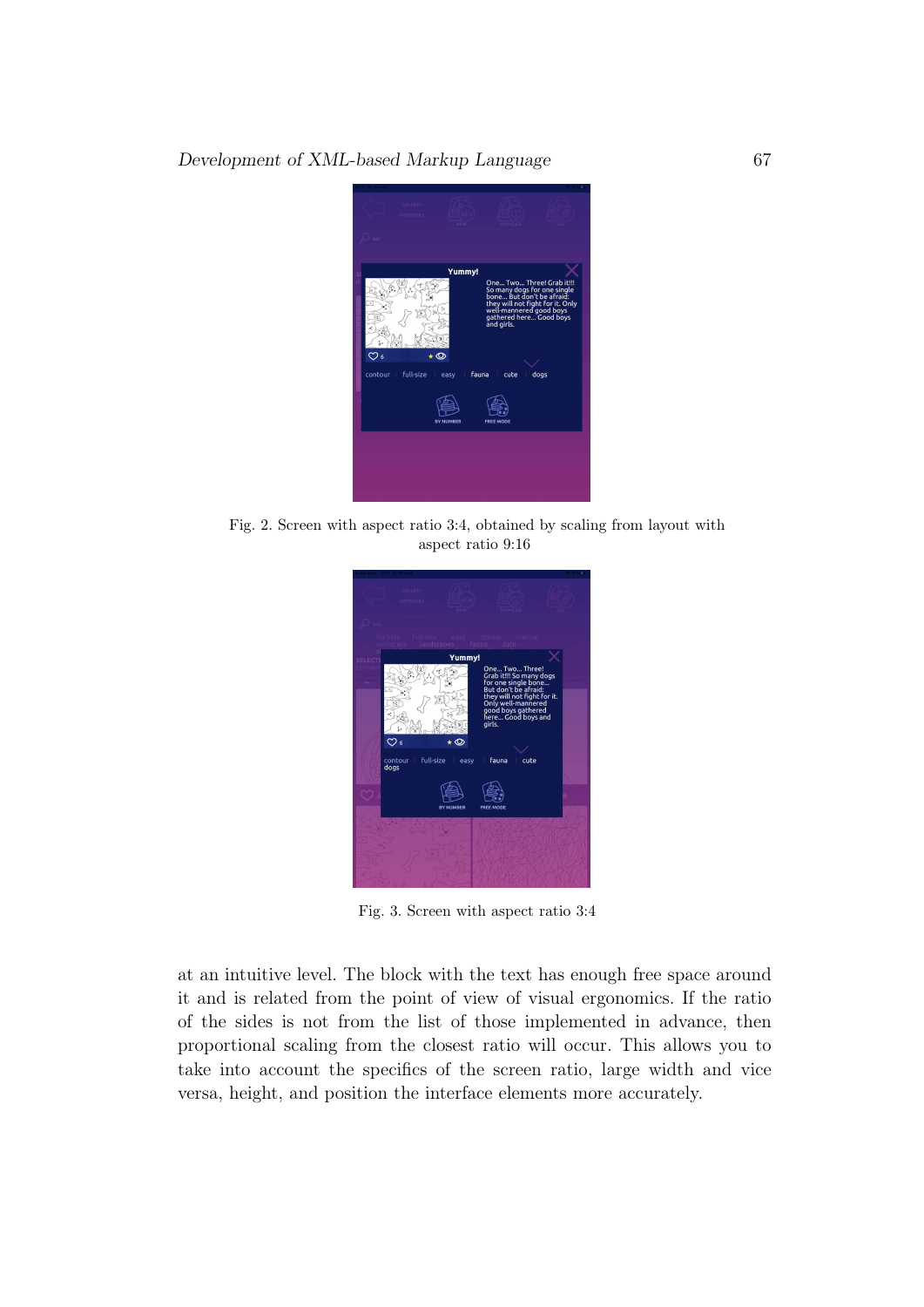Fig. 2. Screen with aspect ratio 3:4, obtained by scaling from layout with aspect ratio 9:16

Fig. 3. Screen with aspect ratio 3:4

at an intuitive level. The block with the text has enough free space around it and is related from the point of view of visual ergonomics. If the ratio of the sides is not from the list of those implemented in advance, then proportional scaling from the closest ratio will occur. This allows you to take into account the specifics of the screen ratio, large width and vice versa, height, and position the interface elements more accurately.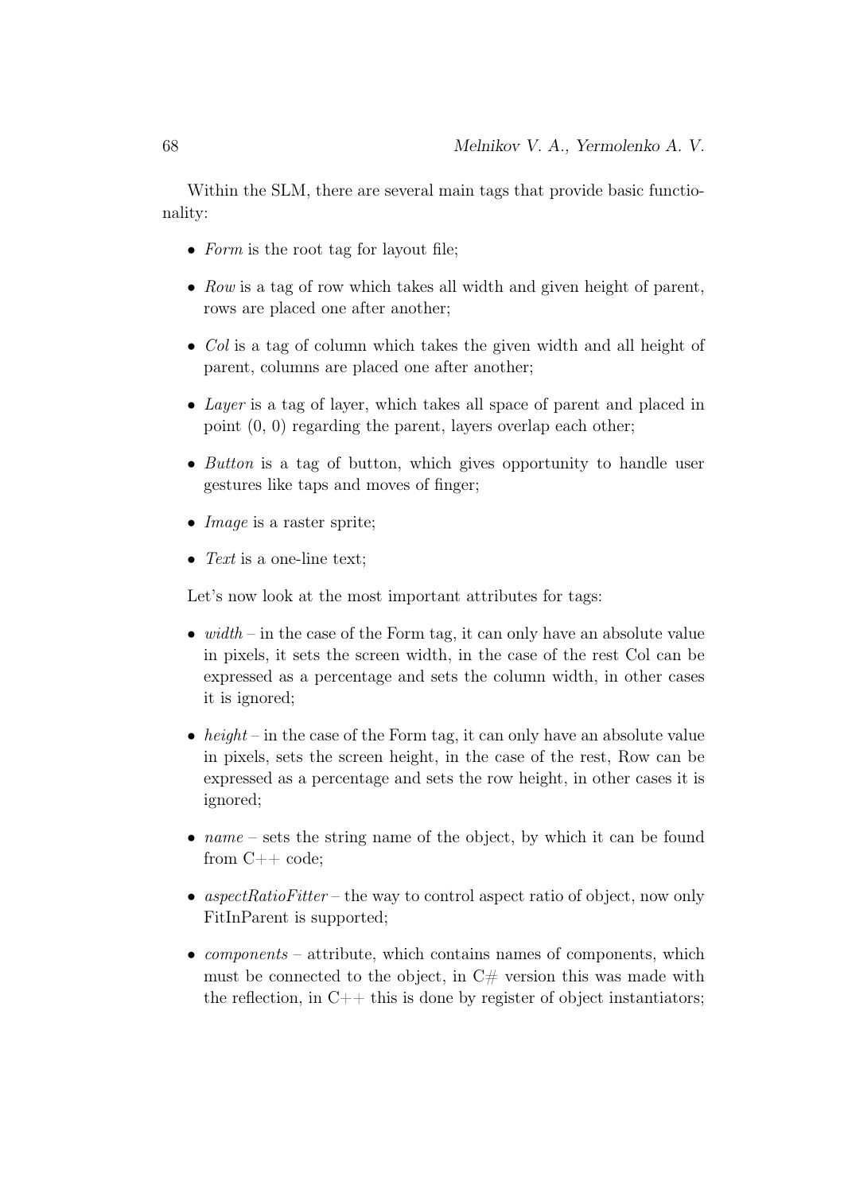Within the SLM, there are several main tags that provide basic functionality:

- *Form* is the root tag for layout file;
- *Row* is a tag of row which takes all width and given height of parent, rows are placed one after another;
- *Col* is a tag of column which takes the given width and all height of parent, columns are placed one after another;
- *Layer* is a tag of layer, which takes all space of parent and placed in point (0, 0) regarding the parent, layers overlap each other;
- *Button* is a tag of button, which gives opportunity to handle user gestures like taps and moves of finger;
- *Image* is a raster sprite;
- *Text* is a one-line text;

Let's now look at the most important attributes for tags:

- *width* – in the case of the Form tag, it can only have an absolute value in pixels, it sets the screen width, in the case of the rest Col can be expressed as a percentage and sets the column width, in other cases it is ignored;
- *height* – in the case of the Form tag, it can only have an absolute value in pixels, sets the screen height, in the case of the rest, Row can be expressed as a percentage and sets the row height, in other cases it is ignored;
- *name* – sets the string name of the object, by which it can be found from C++ code;
- *aspectRatioFitter* – the way to control aspect ratio of object, now only FitInParent is supported;
- *components* – attribute, which contains names of components, which must be connected to the object, in C# version this was made with the reflection, in C++ this is done by register of object instantiators;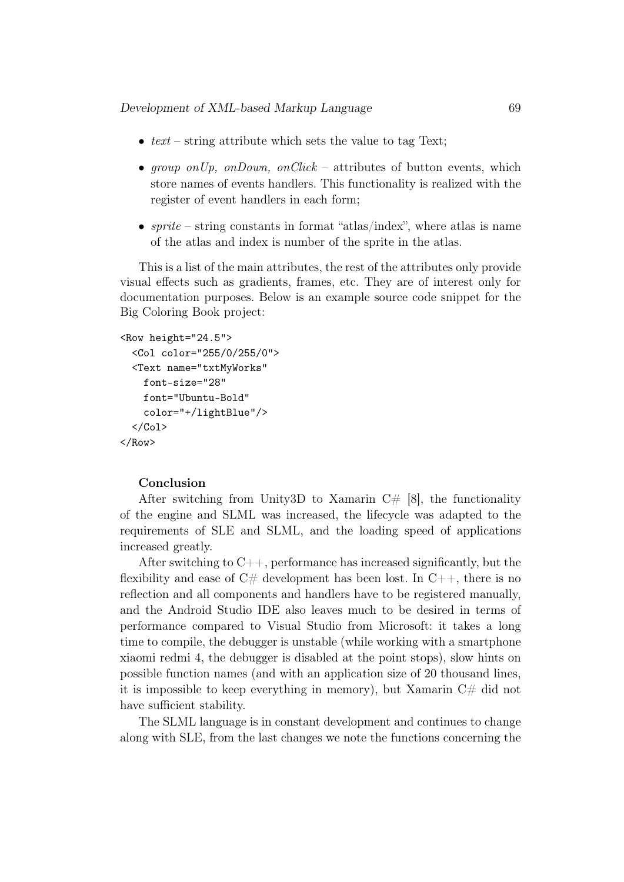- *text* – string attribute which sets the value to tag Text;
- *group onUp, onDown, onClick* – attributes of button events, which store names of events handlers. This functionality is realized with the register of event handlers in each form;
- *sprite* – string constants in format "atlas/index", where atlas is name of the atlas and index is number of the sprite in the atlas.

This is a list of the main attributes, the rest of the attributes only provide visual effects such as gradients, frames, etc. They are of interest only for documentation purposes. Below is an example source code snippet for the Big Coloring Book project:

```
<Row height="24.5">
  <Col color="255/0/255/0">
  <Text name="txtMyWorks"
    font-size="28"
    font="Ubuntu-Bold"
    color="+/lightBlue"/>
  </Col>
</Row>
```

**Conclusion**

After switching from Unity3D to Xamarin C# [8], the functionality of the engine and SLML was increased, the lifecycle was adapted to the requirements of SLE and SLML, and the loading speed of applications increased greatly.

After switching to C++, performance has increased significantly, but the flexibility and ease of C# development has been lost. In C++, there is no reflection and all components and handlers have to be registered manually, and the Android Studio IDE also leaves much to be desired in terms of performance compared to Visual Studio from Microsoft: it takes a long time to compile, the debugger is unstable (while working with a smartphone xiaomi redmi 4, the debugger is disabled at the point stops), slow hints on possible function names (and with an application size of 20 thousand lines, it is impossible to keep everything in memory), but Xamarin C# did not have sufficient stability.

The SLML language is in constant development and continues to change along with SLE, from the last changes we note the functions concerning the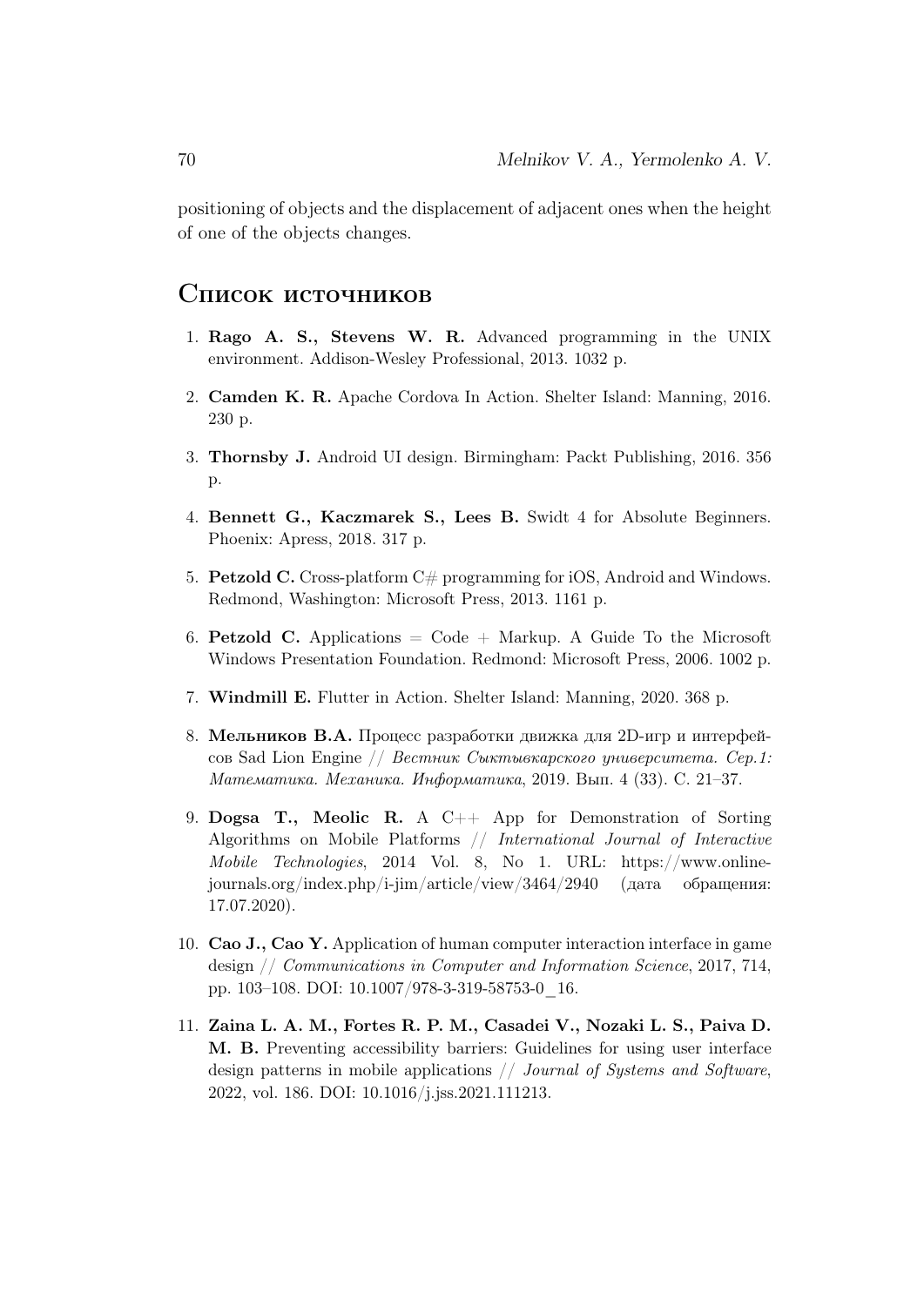positioning of objects and the displacement of adjacent ones when the height of one of the objects changes.

## Список источников

1. **Rago A. S., Stevens W. R.** Advanced programming in the UNIX environment. Addison-Wesley Professional, 2013. 1032 p.

2. **Camden K. R.** Apache Cordova In Action. Shelter Island: Manning, 2016. 230 p.

3. **Thornsby J.** Android UI design. Birmingham: Packt Publishing, 2016. 356 p.

4. **Bennett G., Kaczmarek S., Lees B.** Swidt 4 for Absolute Beginners. Phoenix: Apress, 2018. 317 p.

5. **Petzold C.** Cross-platform C# programming for iOS, Android and Windows. Redmond, Washington: Microsoft Press, 2013. 1161 p.

6. **Petzold C.** Applications = Code + Markup. A Guide To the Microsoft Windows Presentation Foundation. Redmond: Microsoft Press, 2006. 1002 p.

7. **Windmill E.** Flutter in Action. Shelter Island: Manning, 2020. 368 p.

8. **Мельников В.А.** Процесс разработки движка для 2D-игр и интерфейсов Sad Lion Engine // *Вестник Сыктывкарского университета. Сер.1: Математика. Механика. Информатика*, 2019. Вып. 4 (33). С. 21–37.

9. **Dogsa T., Meolic R.** A C++ App for Demonstration of Sorting Algorithms on Mobile Platforms // *International Journal of Interactive Mobile Technologies*, 2014 Vol. 8, No 1. URL: https://www.online-journals.org/index.php/i-jim/article/view/3464/2940 (дата обращения: 17.07.2020).

10. **Cao J., Cao Y.** Application of human computer interaction interface in game design // *Communications in Computer and Information Science*, 2017, 714, pp. 103–108. DOI: 10.1007/978-3-319-58753-0_16.

11. **Zaina L. A. M., Fortes R. P. M., Casadei V., Nozaki L. S., Paiva D. M. B.** Preventing accessibility barriers: Guidelines for using user interface design patterns in mobile applications // *Journal of Systems and Software*, 2022, vol. 186. DOI: 10.1016/j.jss.2021.111213.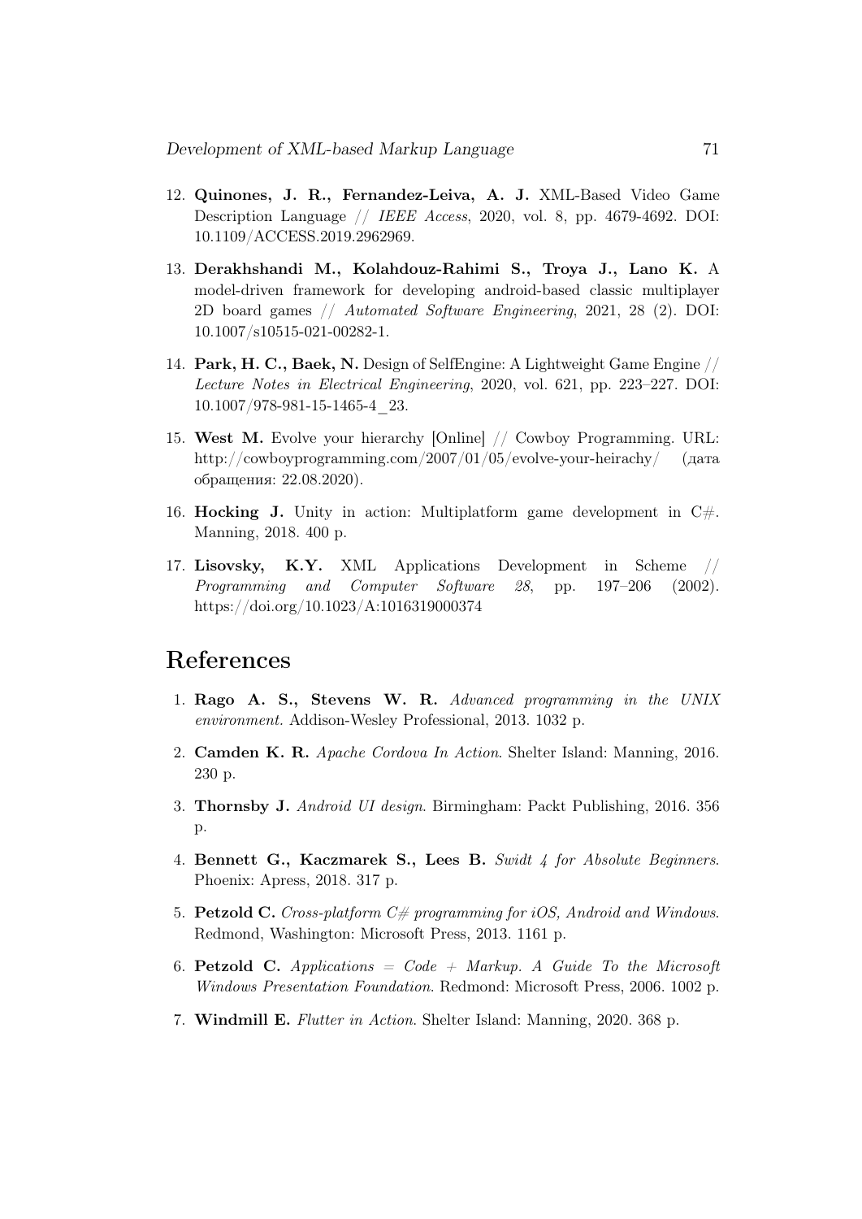12. **Quinones, J. R., Fernandez-Leiva, A. J.** XML-Based Video Game Description Language // *IEEE Access*, 2020, vol. 8, pp. 4679-4692. DOI: 10.1109/ACCESS.2019.2962969.

13. **Derakhshandi M., Kolahdouz-Rahimi S., Troya J., Lano K.** A model-driven framework for developing android-based classic multiplayer 2D board games // *Automated Software Engineering*, 2021, 28 (2). DOI: 10.1007/s10515-021-00282-1.

14. **Park, H. C., Baek, N.** Design of SelfEngine: A Lightweight Game Engine // *Lecture Notes in Electrical Engineering*, 2020, vol. 621, pp. 223–227. DOI: 10.1007/978-981-15-1465-4_23.

15. **West M.** Evolve your hierarchy [Online] // Cowboy Programming. URL: http://cowboyprogramming.com/2007/01/05/evolve-your-heirachy/ (дата обращения: 22.08.2020).

16. **Hocking J.** Unity in action: Multiplatform game development in C#. Manning, 2018. 400 p.

17. **Lisovsky, K.Y.** XML Applications Development in Scheme // *Programming and Computer Software 28*, pp. 197–206 (2002). https://doi.org/10.1023/A:1016319000374

# References

1. **Rago A. S., Stevens W. R.** *Advanced programming in the UNIX environment*. Addison-Wesley Professional, 2013. 1032 p.

2. **Camden K. R.** *Apache Cordova In Action*. Shelter Island: Manning, 2016. 230 p.

3. **Thornsby J.** *Android UI design*. Birmingham: Packt Publishing, 2016. 356 p.

4. **Bennett G., Kaczmarek S., Lees B.** *Swidt 4 for Absolute Beginners*. Phoenix: Apress, 2018. 317 p.

5. **Petzold C.** *Cross-platform C# programming for iOS, Android and Windows*. Redmond, Washington: Microsoft Press, 2013. 1161 p.

6. **Petzold C.** *Applications = Code + Markup. A Guide To the Microsoft Windows Presentation Foundation*. Redmond: Microsoft Press, 2006. 1002 p.

7. **Windmill E.** *Flutter in Action*. Shelter Island: Manning, 2020. 368 p.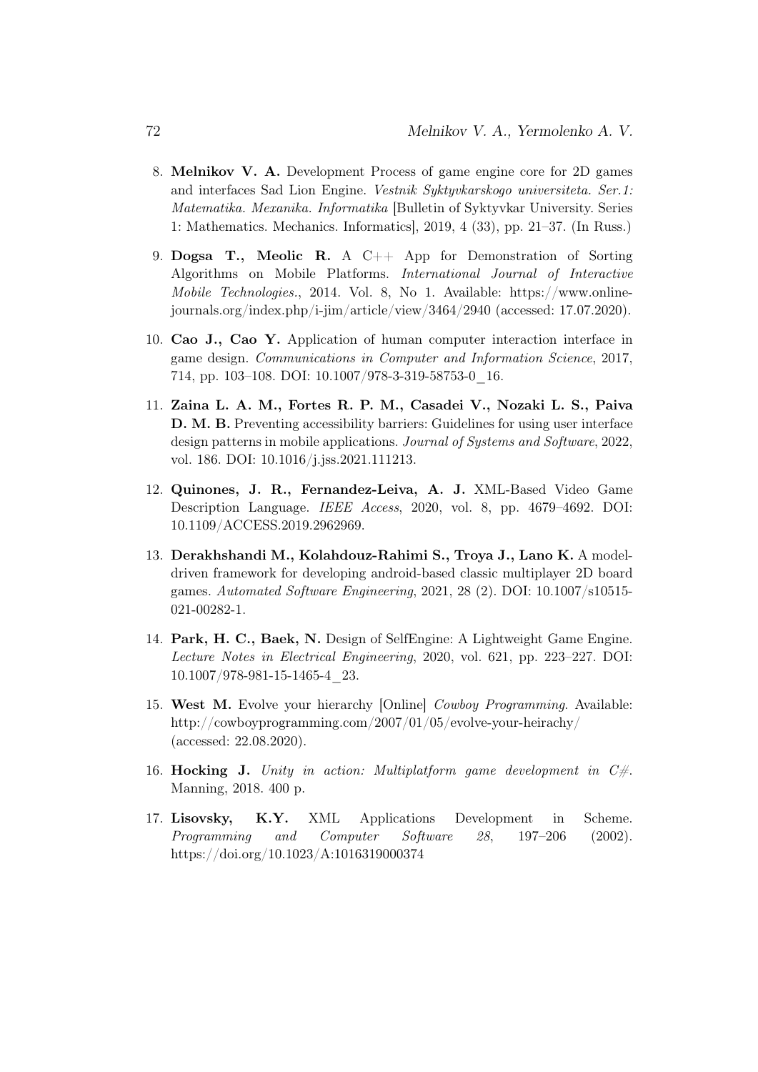8. **Melnikov V. A.** Development Process of game engine core for 2D games and interfaces Sad Lion Engine. *Vestnik Syktyvkarskogo universiteta. Ser.1: Matematika. Mexanika. Informatika* [Bulletin of Syktyvkar University. Series 1: Mathematics. Mechanics. Informatics], 2019, 4 (33), pp. 21–37. (In Russ.)

9. **Dogsa T., Meolic R.** A C++ App for Demonstration of Sorting Algorithms on Mobile Platforms. *International Journal of Interactive Mobile Technologies.*, 2014. Vol. 8, No 1. Available: https://www.online-journals.org/index.php/i-jim/article/view/3464/2940 (accessed: 17.07.2020).

10. **Cao J., Cao Y.** Application of human computer interaction interface in game design. *Communications in Computer and Information Science*, 2017, 714, pp. 103–108. DOI: 10.1007/978-3-319-58753-0_16.

11. **Zaina L. A. M., Fortes R. P. M., Casadei V., Nozaki L. S., Paiva D. M. B.** Preventing accessibility barriers: Guidelines for using user interface design patterns in mobile applications. *Journal of Systems and Software*, 2022, vol. 186. DOI: 10.1016/j.jss.2021.111213.

12. **Quinones, J. R., Fernandez-Leiva, A. J.** XML-Based Video Game Description Language. *IEEE Access*, 2020, vol. 8, pp. 4679–4692. DOI: 10.1109/ACCESS.2019.2962969.

13. **Derakhshandi M., Kolahdouz-Rahimi S., Troya J., Lano K.** A model-driven framework for developing android-based classic multiplayer 2D board games. *Automated Software Engineering*, 2021, 28 (2). DOI: 10.1007/s10515-021-00282-1.

14. **Park, H. C., Baek, N.** Design of SelfEngine: A Lightweight Game Engine. *Lecture Notes in Electrical Engineering*, 2020, vol. 621, pp. 223–227. DOI: 10.1007/978-981-15-1465-4_23.

15. **West M.** Evolve your hierarchy [Online] *Cowboy Programming*. Available: http://cowboyprogramming.com/2007/01/05/evolve-your-heirachy/ (accessed: 22.08.2020).

16. **Hocking J.** *Unity in action: Multiplatform game development in C#.* Manning, 2018. 400 p.

17. **Lisovsky, K.Y.** XML Applications Development in Scheme. *Programming and Computer Software 28*, 197–206 (2002). https://doi.org/10.1023/A:1016319000374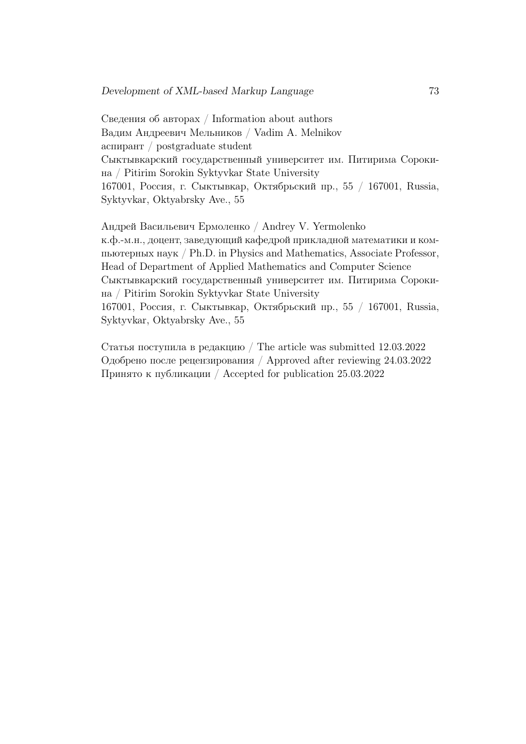Сведения об авторах / Information about authors

Вадим Андреевич Мельников / Vadim A. Melnikov
аспирант / postgraduate student
Сыктывкарский государственный университет им. Питирима Сорокина / Pitirim Sorokin Syktyvkar State University
167001, Россия, г. Сыктывкар, Октябрьский пр., 55 / 167001, Russia, Syktyvkar, Oktyabrsky Ave., 55

Андрей Васильевич Ермоленко / Andrey V. Yermolenko
к.ф.-м.н., доцент, заведующий кафедрой прикладной математики и компьютерных наук / Ph.D. in Physics and Mathematics, Associate Professor, Head of Department of Applied Mathematics and Computer Science
Сыктывкарский государственный университет им. Питирима Сорокина / Pitirim Sorokin Syktyvkar State University
167001, Россия, г. Сыктывкар, Октябрьский пр., 55 / 167001, Russia, Syktyvkar, Oktyabrsky Ave., 55

Статья поступила в редакцию / The article was submitted 12.03.2022
Одобрено после рецензирования / Approved after reviewing 24.03.2022
Принято к публикации / Accepted for publication 25.03.2022